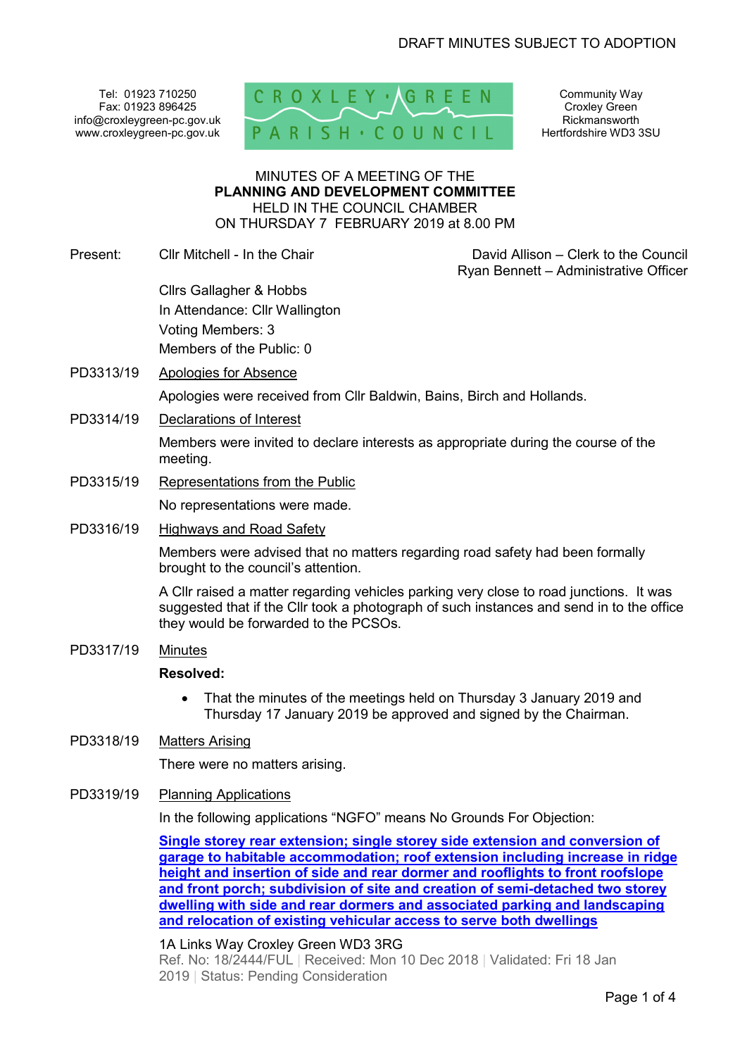DRAFT MINUTES SUBJECT TO ADOPTION

Tel: 01923 710250
Fax: 01923 896425
info@croxleygreen-pc.gov.uk
www.croxleygreen-pc.gov.uk

CROXLEY GREEN PARISH COUNCIL

Community Way
Croxley Green
Rickmansworth
Hertfordshire WD3 3SU

MINUTES OF A MEETING OF THE
**PLANNING AND DEVELOPMENT COMMITTEE**
HELD IN THE COUNCIL CHAMBER
ON THURSDAY 7 FEBRUARY 2019 at 8.00 PM

Present: Cllr Mitchell - In the Chair

David Allison – Clerk to the Council
Ryan Bennett – Administrative Officer

Cllrs Gallagher & Hobbs
In Attendance: Cllr Wallington
Voting Members: 3
Members of the Public: 0

PD3313/19 Apologies for Absence

Apologies were received from Cllr Baldwin, Bains, Birch and Hollands.

PD3314/19 Declarations of Interest

Members were invited to declare interests as appropriate during the course of the meeting.

PD3315/19 Representations from the Public

No representations were made.

PD3316/19 Highways and Road Safety

Members were advised that no matters regarding road safety had been formally brought to the council's attention.

A Cllr raised a matter regarding vehicles parking very close to road junctions. It was suggested that if the Cllr took a photograph of such instances and send in to the office they would be forwarded to the PCSOs.

PD3317/19 Minutes

**Resolved:**

- That the minutes of the meetings held on Thursday 3 January 2019 and Thursday 17 January 2019 be approved and signed by the Chairman.

PD3318/19 Matters Arising

There were no matters arising.

PD3319/19 Planning Applications

In the following applications "NGFO" means No Grounds For Objection:

**Single storey rear extension; single storey side extension and conversion of garage to habitable accommodation; roof extension including increase in ridge height and insertion of side and rear dormer and rooflights to front roofslope and front porch; subdivision of site and creation of semi-detached two storey dwelling with side and rear dormers and associated parking and landscaping and relocation of existing vehicular access to serve both dwellings**

1A Links Way Croxley Green WD3 3RG
Ref. No: 18/2444/FUL | Received: Mon 10 Dec 2018 | Validated: Fri 18 Jan 2019 | Status: Pending Consideration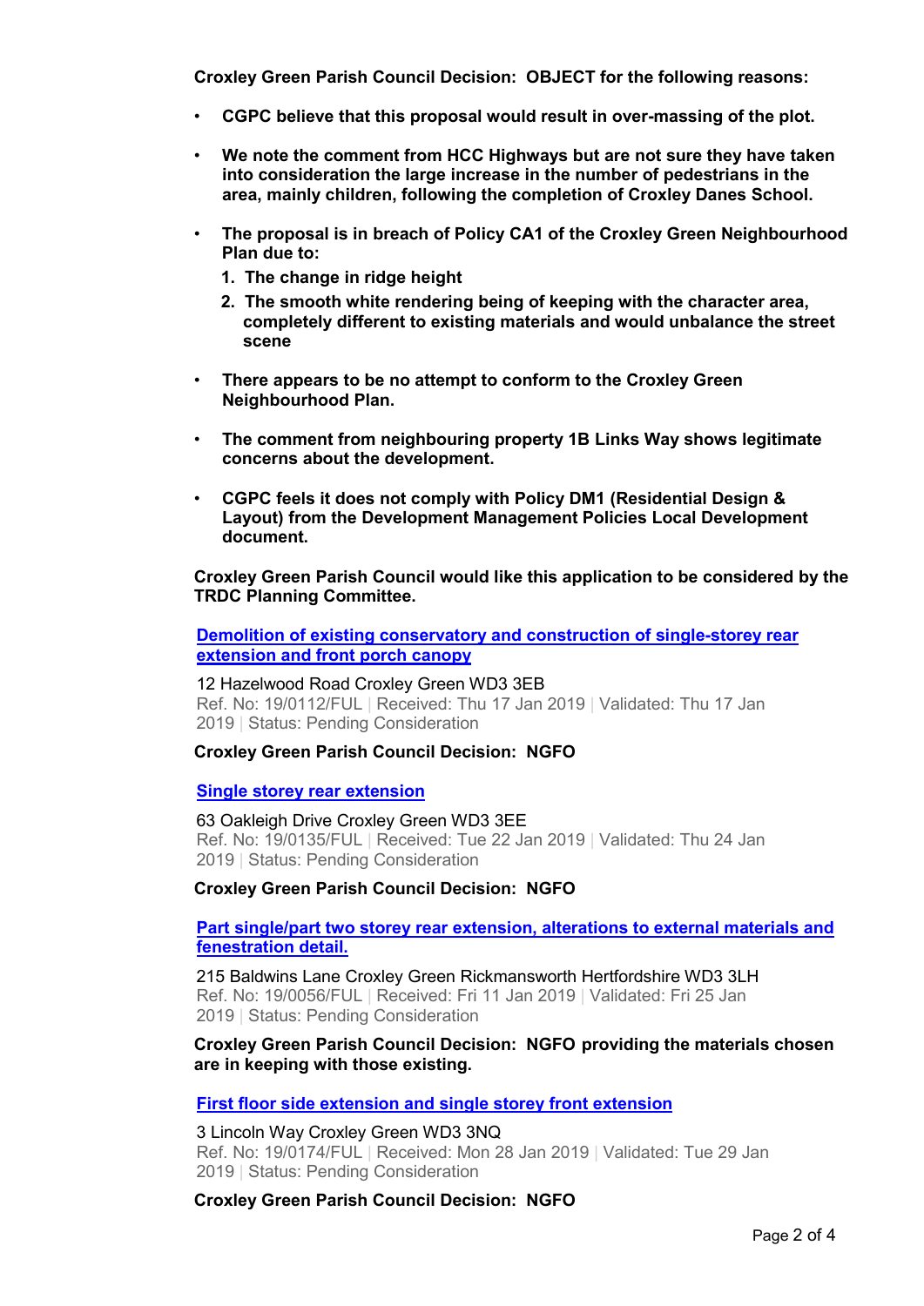**Croxley Green Parish Council Decision: OBJECT for the following reasons:**

- **CGPC believe that this proposal would result in over-massing of the plot.**
- **We note the comment from HCC Highways but are not sure they have taken into consideration the large increase in the number of pedestrians in the area, mainly children, following the completion of Croxley Danes School.**
- **The proposal is in breach of Policy CA1 of the Croxley Green Neighbourhood Plan due to:**
  1. **The change in ridge height**
  2. **The smooth white rendering being of keeping with the character area, completely different to existing materials and would unbalance the street scene**
- **There appears to be no attempt to conform to the Croxley Green Neighbourhood Plan.**
- **The comment from neighbouring property 1B Links Way shows legitimate concerns about the development.**
- **CGPC feels it does not comply with Policy DM1 (Residential Design & Layout) from the Development Management Policies Local Development document.**

**Croxley Green Parish Council would like this application to be considered by the TRDC Planning Committee.**

**Demolition of existing conservatory and construction of single-storey rear extension and front porch canopy**

12 Hazelwood Road Croxley Green WD3 3EB
Ref. No: 19/0112/FUL | Received: Thu 17 Jan 2019 | Validated: Thu 17 Jan 2019 | Status: Pending Consideration

**Croxley Green Parish Council Decision: NGFO**

**Single storey rear extension**

63 Oakleigh Drive Croxley Green WD3 3EE
Ref. No: 19/0135/FUL | Received: Tue 22 Jan 2019 | Validated: Thu 24 Jan 2019 | Status: Pending Consideration

**Croxley Green Parish Council Decision: NGFO**

**Part single/part two storey rear extension, alterations to external materials and fenestration detail.**

215 Baldwins Lane Croxley Green Rickmansworth Hertfordshire WD3 3LH
Ref. No: 19/0056/FUL | Received: Fri 11 Jan 2019 | Validated: Fri 25 Jan 2019 | Status: Pending Consideration

**Croxley Green Parish Council Decision: NGFO providing the materials chosen are in keeping with those existing.**

**First floor side extension and single storey front extension**

3 Lincoln Way Croxley Green WD3 3NQ
Ref. No: 19/0174/FUL | Received: Mon 28 Jan 2019 | Validated: Tue 29 Jan 2019 | Status: Pending Consideration

**Croxley Green Parish Council Decision: NGFO**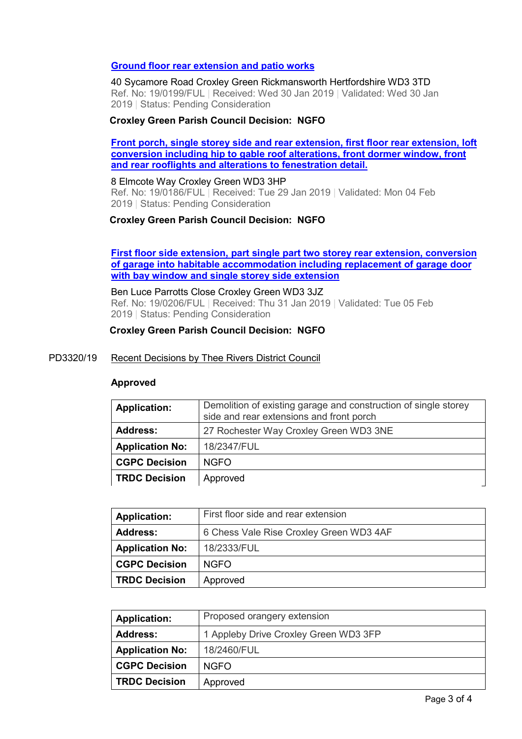[**Ground floor rear extension and patio works**]

40 Sycamore Road Croxley Green Rickmansworth Hertfordshire WD3 3TD
Ref. No: 19/0199/FUL | Received: Wed 30 Jan 2019 | Validated: Wed 30 Jan 2019 | Status: Pending Consideration

**Croxley Green Parish Council Decision: NGFO**

[**Front porch, single storey side and rear extension, first floor rear extension, loft conversion including hip to gable roof alterations, front dormer window, front and rear rooflights and alterations to fenestration detail.**]

8 Elmcote Way Croxley Green WD3 3HP
Ref. No: 19/0186/FUL | Received: Tue 29 Jan 2019 | Validated: Mon 04 Feb 2019 | Status: Pending Consideration

**Croxley Green Parish Council Decision: NGFO**

[**First floor side extension, part single part two storey rear extension, conversion of garage into habitable accommodation including replacement of garage door with bay window and single storey side extension**]

Ben Luce Parrotts Close Croxley Green WD3 3JZ
Ref. No: 19/0206/FUL | Received: Thu 31 Jan 2019 | Validated: Tue 05 Feb 2019 | Status: Pending Consideration

**Croxley Green Parish Council Decision: NGFO**

PD3320/19 Recent Decisions by Thee Rivers District Council

**Approved**

| **Application:** | Demolition of existing garage and construction of single storey side and rear extensions and front porch |
|---|---|
| **Address:** | 27 Rochester Way Croxley Green WD3 3NE |
| **Application No:** | 18/2347/FUL |
| **CGPC Decision** | NGFO |
| **TRDC Decision** | Approved |

| **Application:** | First floor side and rear extension |
|---|---|
| **Address:** | 6 Chess Vale Rise Croxley Green WD3 4AF |
| **Application No:** | 18/2333/FUL |
| **CGPC Decision** | NGFO |
| **TRDC Decision** | Approved |

| **Application:** | Proposed orangery extension |
|---|---|
| **Address:** | 1 Appleby Drive Croxley Green WD3 3FP |
| **Application No:** | 18/2460/FUL |
| **CGPC Decision** | NGFO |
| **TRDC Decision** | Approved |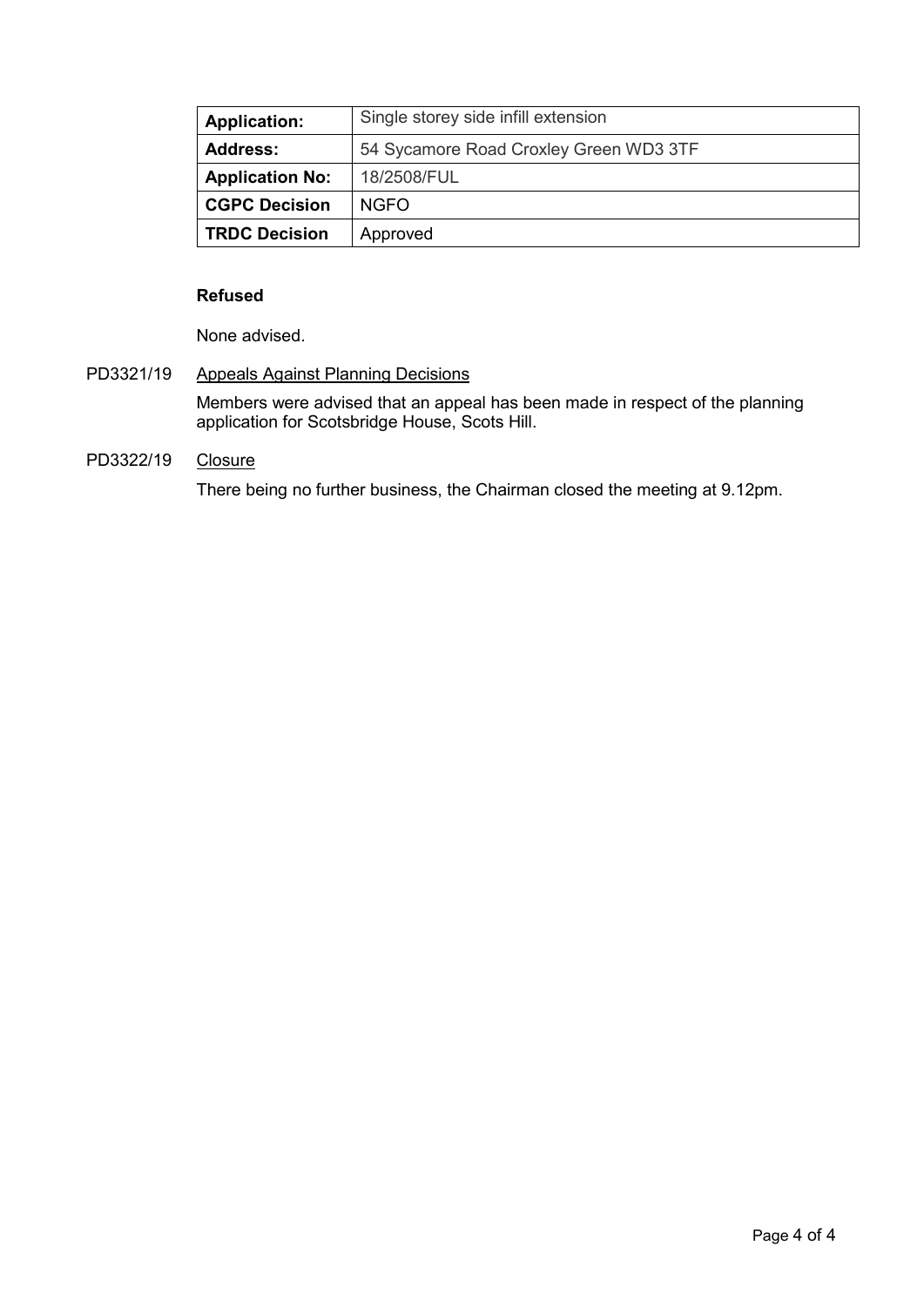| | |
|---|---|
| **Application:** | Single storey side infill extension |
| **Address:** | 54 Sycamore Road Croxley Green WD3 3TF |
| **Application No:** | 18/2508/FUL |
| **CGPC Decision** | NGFO |
| **TRDC Decision** | Approved |

**Refused**

None advised.

PD3321/19 Appeals Against Planning Decisions

Members were advised that an appeal has been made in respect of the planning application for Scotsbridge House, Scots Hill.

PD3322/19 Closure

There being no further business, the Chairman closed the meeting at 9.12pm.